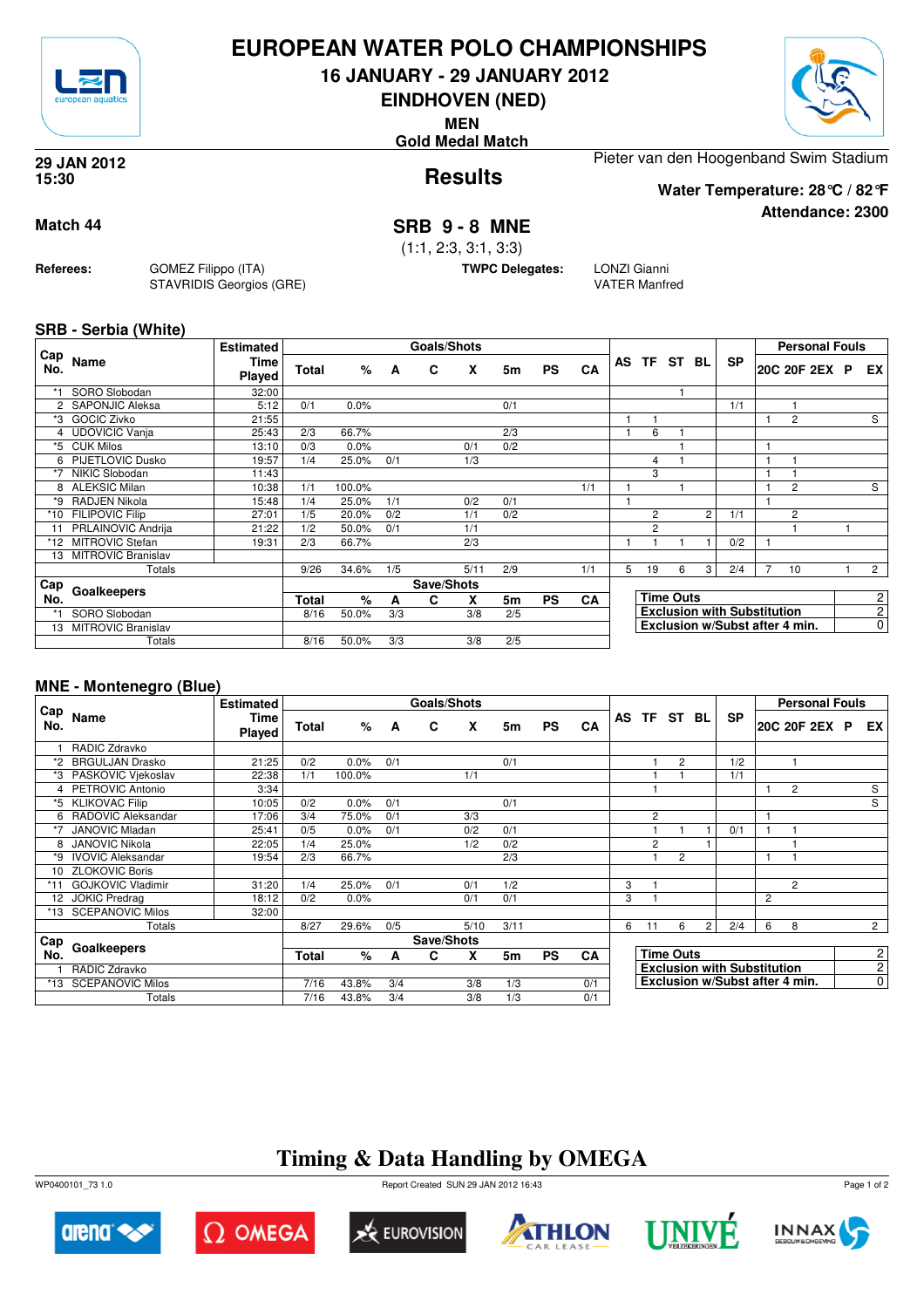# EUROPEAN WATER POLO CHAMPIONSHIPS

**16 JANUARY - 29 JANUARY 2012**

**EINDHOVEN (NED)**

**MEN**

**Gold Medal Match**

**29 JAN 2012**
**15:30**

## Results

Pieter van den Hoogenband Swim Stadium

**Water Temperature: 28°C / 82°F**

**Attendance: 2300**

**Match 44**

## SRB 9 - 8 MNE

(1:1, 2:3, 3:1, 3:3)

**Referees:** GOMEZ Filippo (ITA), STAVRIDIS Georgios (GRE)

**TWPC Delegates:** LONZI Gianni, VATER Manfred

### SRB - Serbia (White)

| Cap No. | Name | Estimated Time Played | Total | % | A | C | X | 5m | PS | CA | AS | TF | ST | BL | SP | 20C | 20F | 2EX | P | EX |
|---|---|---|---|---|---|---|---|---|---|---|---|---|---|---|---|---|---|---|---|---|
| *1 | SORO Slobodan | 32:00 | | | | | | | | | | | 1 | | | | | | | |
| 2 | SAPONJIC Aleksa | 5:12 | 0/1 | 0.0% | | | | 0/1 | | | | | | | 1/1 | | 1 | | | |
| *3 | GOCIC Zivko | 21:55 | | | | | | | | | 1 | 1 | | | | 1 | 2 | | | S |
| 4 | UDOVICIC Vanja | 25:43 | 2/3 | 66.7% | | | | 2/3 | | | 1 | 6 | 1 | | | | | | | |
| *5 | CUK Milos | 13:10 | 0/3 | 0.0% | | | 0/1 | 0/2 | | | | | 1 | | | 1 | | | | |
| 6 | PIJETLOVIC Dusko | 19:57 | 1/4 | 25.0% | 0/1 | | 1/3 | | | | | 4 | 1 | | | 1 | 1 | | | |
| *7 | NIKIC Slobodan | 11:43 | | | | | | | | | | 3 | | | | 1 | 1 | | | |
| 8 | ALEKSIC Milan | 10:38 | 1/1 | 100.0% | | | | | | 1/1 | 1 | | 1 | | | 1 | 2 | | | S |
| *9 | RADJEN Nikola | 15:48 | 1/4 | 25.0% | 1/1 | | 0/2 | 0/1 | | | 1 | | | | | 1 | | | | |
| *10 | FILIPOVIC Filip | 27:01 | 1/5 | 20.0% | 0/2 | | 1/1 | 0/2 | | | | 2 | | 2 | 1/1 | | 2 | | | |
| 11 | PRLAINOVIC Andrija | 21:22 | 1/2 | 50.0% | 0/1 | | 1/1 | | | | | 2 | | | | | 1 | | 1 | |
| *12 | MITROVIC Stefan | 19:31 | 2/3 | 66.7% | | | 2/3 | | | | 1 | 1 | 1 | 1 | 0/2 | 1 | | | | |
| 13 | MITROVIC Branislav | | | | | | | | | | | | | | | | | | | |
| | Totals | | 9/26 | 34.6% | 1/5 | | 5/11 | 2/9 | | 1/1 | 5 | 19 | 6 | 3 | 2/4 | 7 | 10 | | 1 | 2 |

| Cap No. | Goalkeepers | Total | % | A | C | X | 5m | PS | CA |
|---|---|---|---|---|---|---|---|---|---|
| *1 | SORO Slobodan | 8/16 | 50.0% | 3/3 | | 3/8 | 2/5 | | |
| 13 | MITROVIC Branislav | | | | | | | | |
| | Totals | 8/16 | 50.0% | 3/3 | | 3/8 | 2/5 | | |

| | |
|---|---|
| Time Outs | 2 |
| Exclusion with Substitution | 2 |
| Exclusion w/Subst after 4 min. | 0 |

### MNE - Montenegro (Blue)

| Cap No. | Name | Estimated Time Played | Total | % | A | C | X | 5m | PS | CA | AS | TF | ST | BL | SP | 20C | 20F | 2EX | P | EX |
|---|---|---|---|---|---|---|---|---|---|---|---|---|---|---|---|---|---|---|---|---|
| 1 | RADIC Zdravko | | | | | | | | | | | | | | | | | | | |
| *2 | BRGULJAN Drasko | 21:25 | 0/2 | 0.0% | 0/1 | | | 0/1 | | | | 1 | 2 | | 1/2 | | 1 | | | |
| *3 | PASKOVIC Vjekoslav | 22:38 | 1/1 | 100.0% | | | 1/1 | | | | | 1 | 1 | | 1/1 | | | | | |
| 4 | PETROVIC Antonio | 3:34 | | | | | | | | | | 1 | | | | 1 | 2 | | | S |
| *5 | KLIKOVAC Filip | 10:05 | 0/2 | 0.0% | 0/1 | | | 0/1 | | | | | | | | | | | | S |
| 6 | RADOVIC Aleksandar | 17:06 | 3/4 | 75.0% | 0/1 | | 3/3 | | | | | 2 | | | | 1 | | | | |
| *7 | JANOVIC Mladan | 25:41 | 0/5 | 0.0% | 0/1 | | 0/2 | 0/1 | | | | 1 | 1 | 1 | 0/1 | 1 | 1 | | | |
| 8 | JANOVIC Nikola | 22:05 | 1/4 | 25.0% | | | 1/2 | 0/2 | | | | 2 | | 1 | | | 1 | | | |
| *9 | IVOVIC Aleksandar | 19:54 | 2/3 | 66.7% | | | | 2/3 | | | | 1 | 2 | | | 1 | 1 | | | |
| 10 | ZLOKOVIC Boris | | | | | | | | | | | | | | | | | | | |
| *11 | GOJKOVIC Vladimir | 31:20 | 1/4 | 25.0% | 0/1 | | 0/1 | 1/2 | | | 3 | 1 | | | | | 2 | | | |
| 12 | JOKIC Predrag | 18:12 | 0/2 | 0.0% | | | 0/1 | 0/1 | | | 3 | 1 | | | | 2 | | | | |
| *13 | SCEPANOVIC Milos | 32:00 | | | | | | | | | | | | | | | | | | |
| | Totals | | 8/27 | 29.6% | 0/5 | | 5/10 | 3/11 | | | 6 | 11 | 6 | 2 | 2/4 | 6 | 8 | | | 2 |

| Cap No. | Goalkeepers | Total | % | A | C | X | 5m | PS | CA |
|---|---|---|---|---|---|---|---|---|---|
| 1 | RADIC Zdravko | | | | | | | | |
| *13 | SCEPANOVIC Milos | 7/16 | 43.8% | 3/4 | | 3/8 | 1/3 | | 0/1 |
| | Totals | 7/16 | 43.8% | 3/4 | | 3/8 | 1/3 | | 0/1 |

| | |
|---|---|
| Time Outs | 2 |
| Exclusion with Substitution | 2 |
| Exclusion w/Subst after 4 min. | 0 |

## Timing & Data Handling by OMEGA

WP0400101_73 1.0 — Report Created SUN 29 JAN 2012 16:43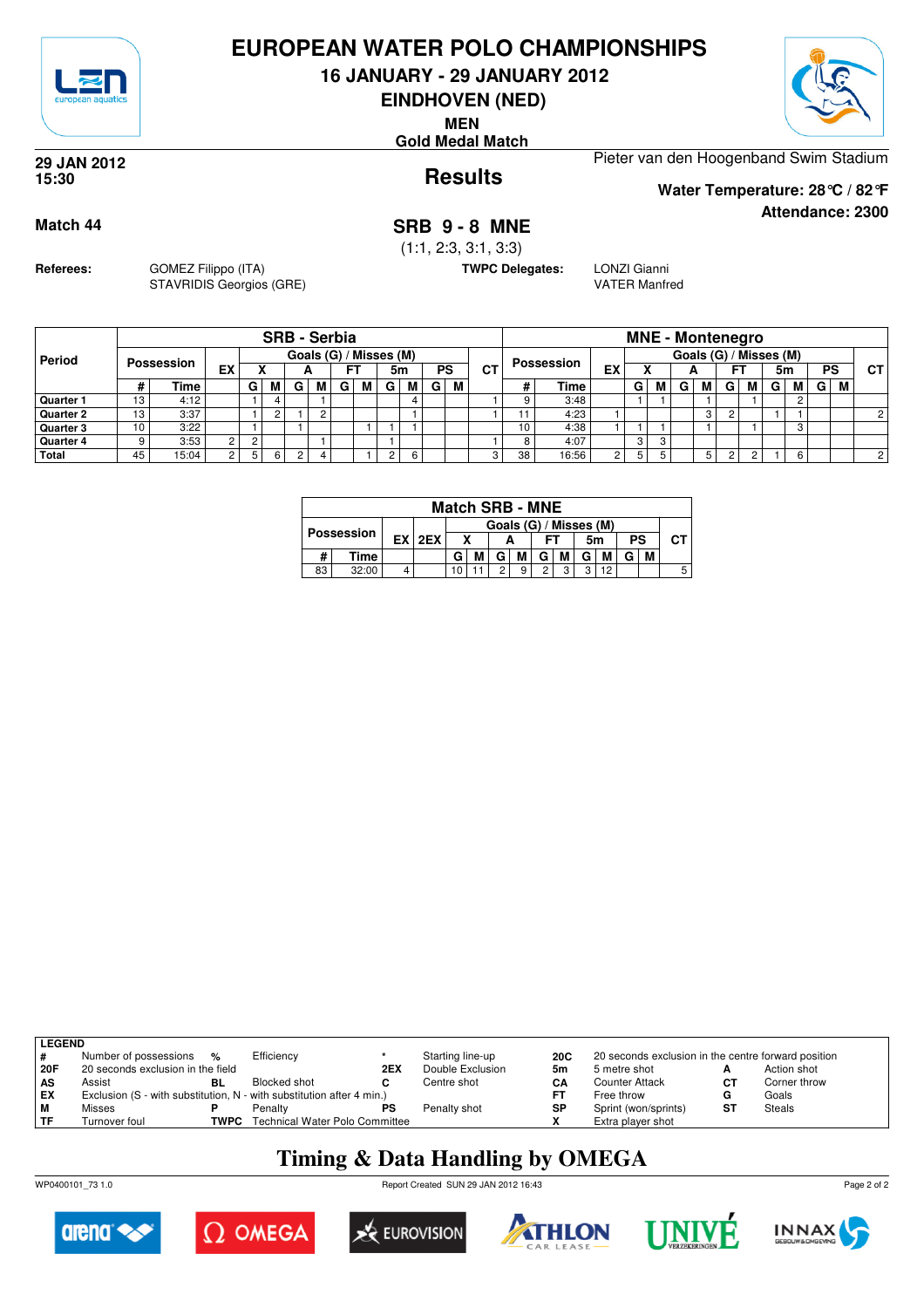# EUROPEAN WATER POLO CHAMPIONSHIPS

## 16 JANUARY - 29 JANUARY 2012

## EINDHOVEN (NED)

**MEN**

**Gold Medal Match**

**29 JAN 2012**
**15:30**

## Results

Pieter van den Hoogenband Swim Stadium

**Water Temperature: 28°C / 82°F**

**Attendance: 2300**

**Match 44**

## SRB 9 - 8 MNE

(1:1, 2:3, 3:1, 3:3)

**Referees:** GOMEZ Filippo (ITA), STAVRIDIS Georgios (GRE)

**TWPC Delegates:** LONZI Gianni, VATER Manfred

| Period | SRB - Serbia | | | | | | | | | | | | | | MNE - Montenegro | | | | | | | | | | | | | |
|---|---|---|---|---|---|---|---|---|---|---|---|---|---|---|---|---|---|---|---|---|---|---|---|---|---|---|---|---|
| | Possession | | EX | Goals (G) / Misses (M) | | | | | | | | | | CT | Possession | | EX | Goals (G) / Misses (M) | | | | | | | | | | CT |
| | | | | X | | A | | FT | | 5m | | PS | | | | | | X | | A | | FT | | 5m | | PS | | |
| | # | Time | | G | M | G | M | G | M | G | M | G | M | | # | Time | | G | M | G | M | G | M | G | M | G | M | |
| Quarter 1 | 13 | 4:12 | | 1 | 4 | | 1 | | | | 4 | | | 1 | 9 | 3:48 | | 1 | 1 | | 1 | | 1 | | 2 | | | |
| Quarter 2 | 13 | 3:37 | | 1 | 2 | 1 | 2 | | | | 1 | | | 1 | 11 | 4:23 | 1 | | | | 3 | 2 | | 1 | 1 | | | 2 |
| Quarter 3 | 10 | 3:22 | | 1 | | 1 | | | 1 | 1 | 1 | | | | 10 | 4:38 | 1 | 1 | 1 | | 1 | | 1 | | 3 | | | |
| Quarter 4 | 9 | 3:53 | 2 | 2 | | | 1 | | | 1 | | | | 1 | 8 | 4:07 | | 3 | 3 | | | | | | | | | |
| Total | 45 | 15:04 | 2 | 5 | 6 | 2 | 4 | | 1 | 2 | 6 | | | 3 | 38 | 16:56 | 2 | 5 | 5 | | 5 | 2 | 2 | 1 | 6 | | | 2 |

| Match SRB - MNE | | | | | | | | | | | | | | |
|---|---|---|---|---|---|---|---|---|---|---|---|---|---|---|
| Possession | | EX | 2EX | Goals (G) / Misses (M) | | | | | | | | | | CT |
| | | | | X | | A | | FT | | 5m | | PS | | |
| # | Time | | | G | M | G | M | G | M | G | M | G | M | |
| 83 | 32:00 | 4 | | 10 | 11 | 2 | 9 | 2 | 3 | 3 | 12 | | | 5 |

**LEGEND**

| | | | | | | | |
|---|---|---|---|---|---|---|---|
| # | Number of possessions | % | Efficiency | * | Starting line-up | 20C | 20 seconds exclusion in the centre forward position |
| 20F | 20 seconds exclusion in the field | | | 2EX | Double Exclusion | 5m | 5 metre shot |
| AS | Assist | BL | Blocked shot | C | Centre shot | CA | Counter Attack |
| EX | Exclusion (S - with substitution, N - with substitution after 4 min.) | | | | | FT | Free throw |
| M | Misses | P | Penalty | PS | Penalty shot | SP | Sprint (won/sprints) |
| TF | Turnover foul | TWPC | Technical Water Polo Committee | | | X | Extra player shot |

A: Action shot; CT: Corner throw; G: Goals; ST: Steals

## Timing & Data Handling by OMEGA

WP0400101_73 1.0 Report Created SUN 29 JAN 2012 16:43